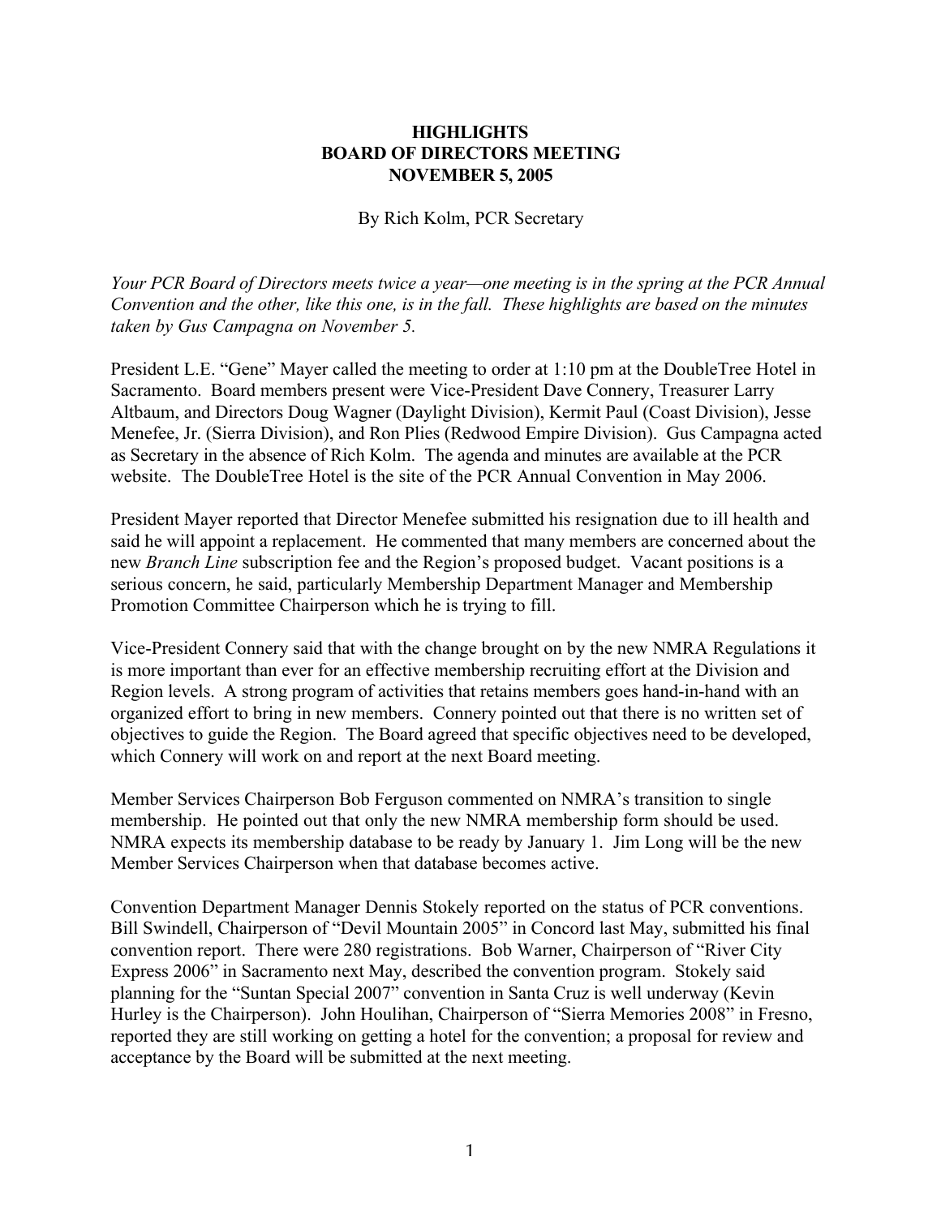# HIGHLIGHTS
# BOARD OF DIRECTORS MEETING
# NOVEMBER 5, 2005

By Rich Kolm, PCR Secretary

*Your PCR Board of Directors meets twice a year—one meeting is in the spring at the PCR Annual Convention and the other, like this one, is in the fall. These highlights are based on the minutes taken by Gus Campagna on November 5.*

President L.E. "Gene" Mayer called the meeting to order at 1:10 pm at the DoubleTree Hotel in Sacramento. Board members present were Vice-President Dave Connery, Treasurer Larry Altbaum, and Directors Doug Wagner (Daylight Division), Kermit Paul (Coast Division), Jesse Menefee, Jr. (Sierra Division), and Ron Plies (Redwood Empire Division). Gus Campagna acted as Secretary in the absence of Rich Kolm. The agenda and minutes are available at the PCR website. The DoubleTree Hotel is the site of the PCR Annual Convention in May 2006.

President Mayer reported that Director Menefee submitted his resignation due to ill health and said he will appoint a replacement. He commented that many members are concerned about the new *Branch Line* subscription fee and the Region's proposed budget. Vacant positions is a serious concern, he said, particularly Membership Department Manager and Membership Promotion Committee Chairperson which he is trying to fill.

Vice-President Connery said that with the change brought on by the new NMRA Regulations it is more important than ever for an effective membership recruiting effort at the Division and Region levels. A strong program of activities that retains members goes hand-in-hand with an organized effort to bring in new members. Connery pointed out that there is no written set of objectives to guide the Region. The Board agreed that specific objectives need to be developed, which Connery will work on and report at the next Board meeting.

Member Services Chairperson Bob Ferguson commented on NMRA's transition to single membership. He pointed out that only the new NMRA membership form should be used. NMRA expects its membership database to be ready by January 1. Jim Long will be the new Member Services Chairperson when that database becomes active.

Convention Department Manager Dennis Stokely reported on the status of PCR conventions. Bill Swindell, Chairperson of "Devil Mountain 2005" in Concord last May, submitted his final convention report. There were 280 registrations. Bob Warner, Chairperson of "River City Express 2006" in Sacramento next May, described the convention program. Stokely said planning for the "Suntan Special 2007" convention in Santa Cruz is well underway (Kevin Hurley is the Chairperson). John Houlihan, Chairperson of "Sierra Memories 2008" in Fresno, reported they are still working on getting a hotel for the convention; a proposal for review and acceptance by the Board will be submitted at the next meeting.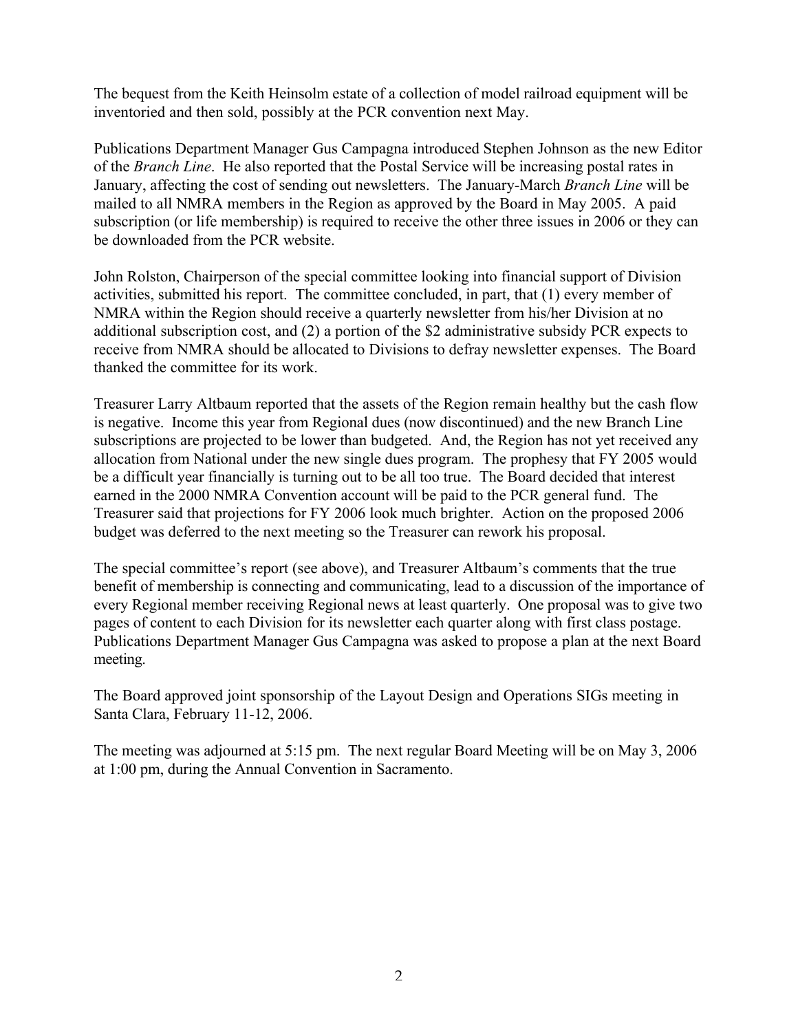The bequest from the Keith Heinsolm estate of a collection of model railroad equipment will be inventoried and then sold, possibly at the PCR convention next May.

Publications Department Manager Gus Campagna introduced Stephen Johnson as the new Editor of the *Branch Line*. He also reported that the Postal Service will be increasing postal rates in January, affecting the cost of sending out newsletters. The January-March *Branch Line* will be mailed to all NMRA members in the Region as approved by the Board in May 2005. A paid subscription (or life membership) is required to receive the other three issues in 2006 or they can be downloaded from the PCR website.

John Rolston, Chairperson of the special committee looking into financial support of Division activities, submitted his report. The committee concluded, in part, that (1) every member of NMRA within the Region should receive a quarterly newsletter from his/her Division at no additional subscription cost, and (2) a portion of the $2 administrative subsidy PCR expects to receive from NMRA should be allocated to Divisions to defray newsletter expenses. The Board thanked the committee for its work.

Treasurer Larry Altbaum reported that the assets of the Region remain healthy but the cash flow is negative. Income this year from Regional dues (now discontinued) and the new Branch Line subscriptions are projected to be lower than budgeted. And, the Region has not yet received any allocation from National under the new single dues program. The prophesy that FY 2005 would be a difficult year financially is turning out to be all too true. The Board decided that interest earned in the 2000 NMRA Convention account will be paid to the PCR general fund. The Treasurer said that projections for FY 2006 look much brighter. Action on the proposed 2006 budget was deferred to the next meeting so the Treasurer can rework his proposal.

The special committee's report (see above), and Treasurer Altbaum's comments that the true benefit of membership is connecting and communicating, lead to a discussion of the importance of every Regional member receiving Regional news at least quarterly. One proposal was to give two pages of content to each Division for its newsletter each quarter along with first class postage. Publications Department Manager Gus Campagna was asked to propose a plan at the next Board meeting.

The Board approved joint sponsorship of the Layout Design and Operations SIGs meeting in Santa Clara, February 11-12, 2006.

The meeting was adjourned at 5:15 pm. The next regular Board Meeting will be on May 3, 2006 at 1:00 pm, during the Annual Convention in Sacramento.